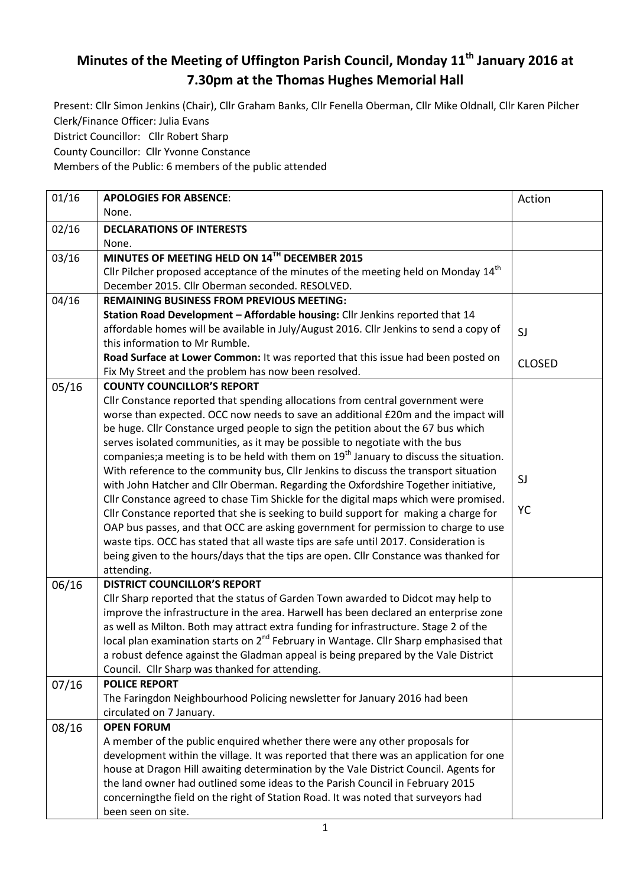# Minutes of the Meeting of Uffington Parish Council, Monday 11th January 2016 at 7.30pm at the Thomas Hughes Memorial Hall

Present: Cllr Simon Jenkins (Chair), Cllr Graham Banks, Cllr Fenella Oberman, Cllr Mike Oldnall, Cllr Karen Pilcher
Clerk/Finance Officer: Julia Evans
District Councillor: Cllr Robert Sharp
County Councillor: Cllr Yvonne Constance
Members of the Public: 6 members of the public attended

| | | |
|---|---|---|
| 01/16 | **APOLOGIES FOR ABSENCE**:<br>None. | Action |
| 02/16 | **DECLARATIONS OF INTERESTS**<br>None. | |
| 03/16 | **MINUTES OF MEETING HELD ON 14TH DECEMBER 2015**<br>Cllr Pilcher proposed acceptance of the minutes of the meeting held on Monday 14th December 2015. Cllr Oberman seconded. RESOLVED. | |
| 04/16 | **REMAINING BUSINESS FROM PREVIOUS MEETING:**<br>**Station Road Development – Affordable housing:** Cllr Jenkins reported that 14 affordable homes will be available in July/August 2016. Cllr Jenkins to send a copy of this information to Mr Rumble.<br>**Road Surface at Lower Common:** It was reported that this issue had been posted on Fix My Street and the problem has now been resolved. | SJ<br><br>CLOSED |
| 05/16 | **COUNTY COUNCILLOR'S REPORT**<br>Cllr Constance reported that spending allocations from central government were worse than expected. OCC now needs to save an additional £20m and the impact will be huge. Cllr Constance urged people to sign the petition about the 67 bus which serves isolated communities, as it may be possible to negotiate with the bus companies;a meeting is to be held with them on 19th January to discuss the situation. With reference to the community bus, Cllr Jenkins to discuss the transport situation with John Hatcher and Cllr Oberman. Regarding the Oxfordshire Together initiative, Cllr Constance agreed to chase Tim Shickle for the digital maps which were promised. Cllr Constance reported that she is seeking to build support for making a charge for OAP bus passes, and that OCC are asking government for permission to charge to use waste tips. OCC has stated that all waste tips are safe until 2017. Consideration is being given to the hours/days that the tips are open. Cllr Constance was thanked for attending. | SJ<br><br>YC |
| 06/16 | **DISTRICT COUNCILLOR'S REPORT**<br>Cllr Sharp reported that the status of Garden Town awarded to Didcot may help to improve the infrastructure in the area. Harwell has been declared an enterprise zone as well as Milton. Both may attract extra funding for infrastructure. Stage 2 of the local plan examination starts on 2nd February in Wantage. Cllr Sharp emphasised that a robust defence against the Gladman appeal is being prepared by the Vale District Council. Cllr Sharp was thanked for attending. | |
| 07/16 | **POLICE REPORT**<br>The Faringdon Neighbourhood Policing newsletter for January 2016 had been circulated on 7 January. | |
| 08/16 | **OPEN FORUM**<br>A member of the public enquired whether there were any other proposals for development within the village. It was reported that there was an application for one house at Dragon Hill awaiting determination by the Vale District Council. Agents for the land owner had outlined some ideas to the Parish Council in February 2015 concerningthe field on the right of Station Road. It was noted that surveyors had been seen on site. | |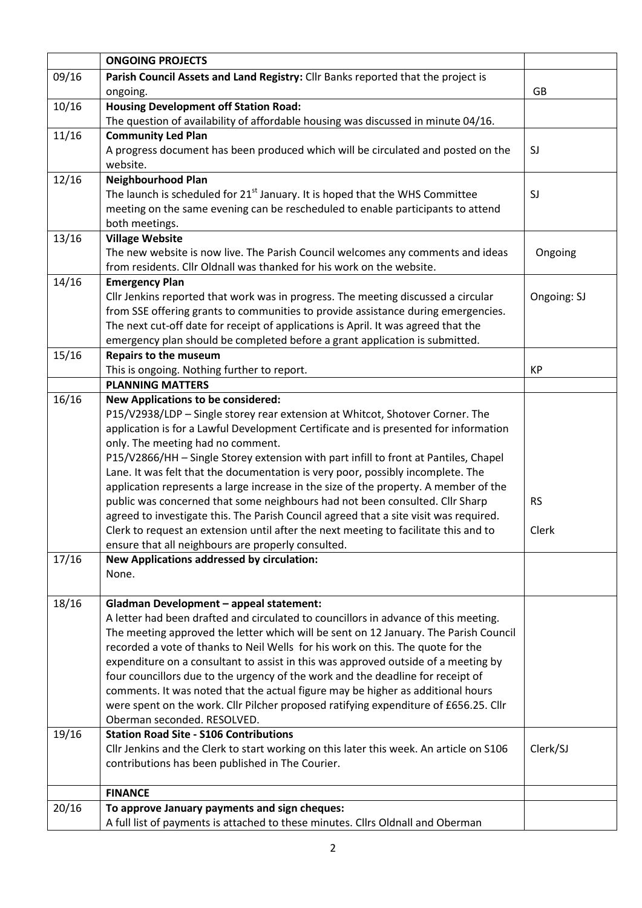| | **ONGOING PROJECTS** | |
|---|---|---|
| 09/16 | **Parish Council Assets and Land Registry:** Cllr Banks reported that the project is ongoing. | GB |
| 10/16 | **Housing Development off Station Road:** The question of availability of affordable housing was discussed in minute 04/16. | |
| 11/16 | **Community Led Plan** A progress document has been produced which will be circulated and posted on the website. | SJ |
| 12/16 | **Neighbourhood Plan** The launch is scheduled for 21st January. It is hoped that the WHS Committee meeting on the same evening can be rescheduled to enable participants to attend both meetings. | SJ |
| 13/16 | **Village Website** The new website is now live. The Parish Council welcomes any comments and ideas from residents. Cllr Oldnall was thanked for his work on the website. | Ongoing |
| 14/16 | **Emergency Plan** Cllr Jenkins reported that work was in progress. The meeting discussed a circular from SSE offering grants to communities to provide assistance during emergencies. The next cut-off date for receipt of applications is April. It was agreed that the emergency plan should be completed before a grant application is submitted. | Ongoing: SJ |
| 15/16 | **Repairs to the museum** This is ongoing. Nothing further to report. | KP |
| | **PLANNING MATTERS** | |
| 16/16 | **New Applications to be considered:** P15/V2938/LDP – Single storey rear extension at Whitcot, Shotover Corner. The application is for a Lawful Development Certificate and is presented for information only. The meeting had no comment. P15/V2866/HH – Single Storey extension with part infill to front at Pantiles, Chapel Lane. It was felt that the documentation is very poor, possibly incomplete. The application represents a large increase in the size of the property. A member of the public was concerned that some neighbours had not been consulted. Cllr Sharp agreed to investigate this. The Parish Council agreed that a site visit was required. Clerk to request an extension until after the next meeting to facilitate this and to ensure that all neighbours are properly consulted. | RS Clerk |
| 17/16 | **New Applications addressed by circulation:** None. | |
| 18/16 | **Gladman Development – appeal statement:** A letter had been drafted and circulated to councillors in advance of this meeting. The meeting approved the letter which will be sent on 12 January. The Parish Council recorded a vote of thanks to Neil Wells for his work on this. The quote for the expenditure on a consultant to assist in this was approved outside of a meeting by four councillors due to the urgency of the work and the deadline for receipt of comments. It was noted that the actual figure may be higher as additional hours were spent on the work. Cllr Pilcher proposed ratifying expenditure of £656.25. Cllr Oberman seconded. RESOLVED. | |
| 19/16 | **Station Road Site - S106 Contributions** Cllr Jenkins and the Clerk to start working on this later this week. An article on S106 contributions has been published in The Courier. | Clerk/SJ |
| | **FINANCE** | |
| 20/16 | **To approve January payments and sign cheques:** A full list of payments is attached to these minutes. Cllrs Oldnall and Oberman | |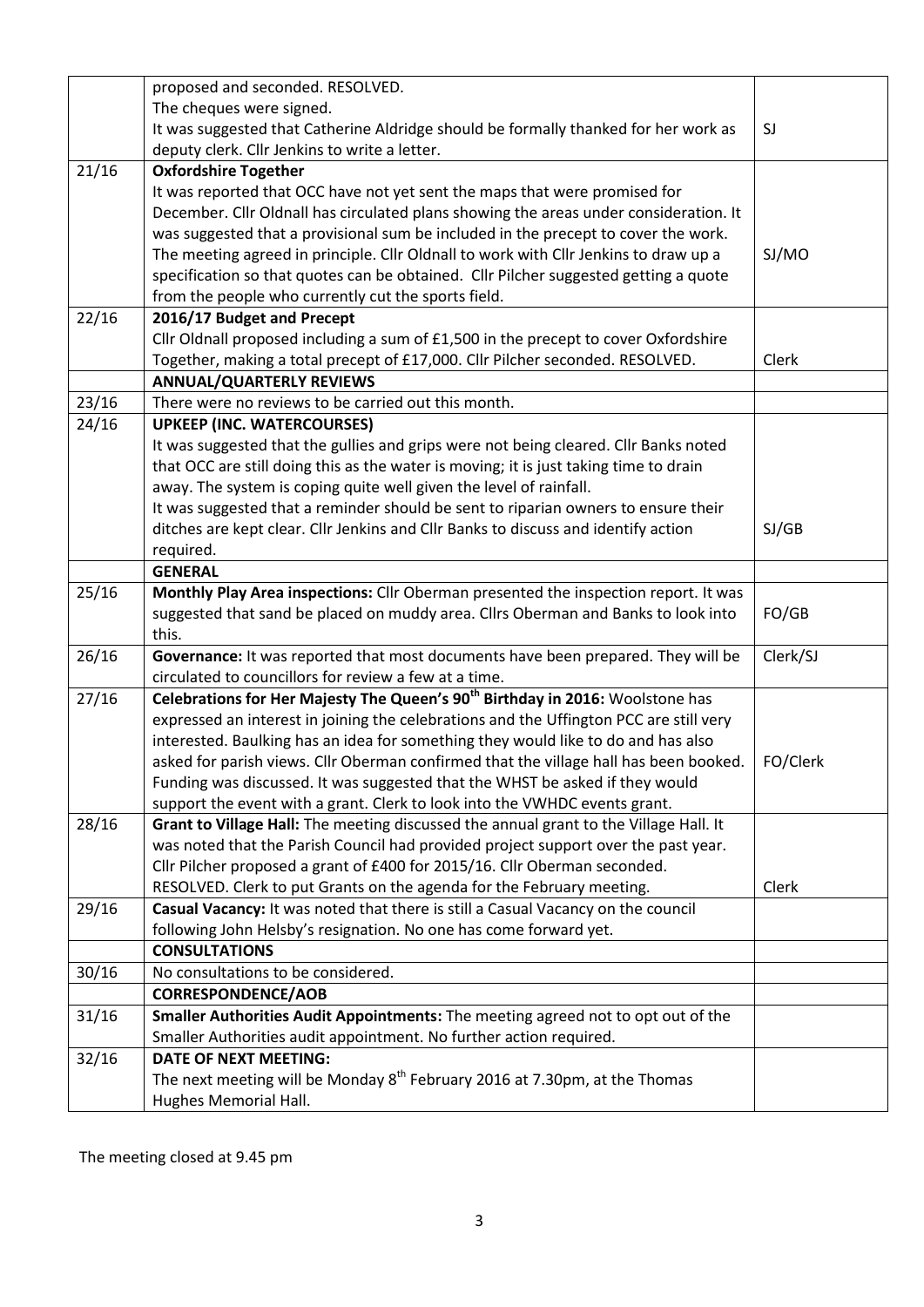| | | |
|---|---|---|
| | proposed and seconded. RESOLVED.<br>The cheques were signed.<br>It was suggested that Catherine Aldridge should be formally thanked for her work as deputy clerk. Cllr Jenkins to write a letter. | SJ |
| 21/16 | **Oxfordshire Together**<br>It was reported that OCC have not yet sent the maps that were promised for December. Cllr Oldnall has circulated plans showing the areas under consideration. It was suggested that a provisional sum be included in the precept to cover the work. The meeting agreed in principle. Cllr Oldnall to work with Cllr Jenkins to draw up a specification so that quotes can be obtained. Cllr Pilcher suggested getting a quote from the people who currently cut the sports field. | SJ/MO |
| 22/16 | **2016/17 Budget and Precept**<br>Cllr Oldnall proposed including a sum of £1,500 in the precept to cover Oxfordshire Together, making a total precept of £17,000. Cllr Pilcher seconded. RESOLVED. | Clerk |
| | **ANNUAL/QUARTERLY REVIEWS** | |
| 23/16 | There were no reviews to be carried out this month. | |
| 24/16 | **UPKEEP (INC. WATERCOURSES)**<br>It was suggested that the gullies and grips were not being cleared. Cllr Banks noted that OCC are still doing this as the water is moving; it is just taking time to drain away. The system is coping quite well given the level of rainfall.<br>It was suggested that a reminder should be sent to riparian owners to ensure their ditches are kept clear. Cllr Jenkins and Cllr Banks to discuss and identify action required. | SJ/GB |
| | **GENERAL** | |
| 25/16 | **Monthly Play Area inspections:** Cllr Oberman presented the inspection report. It was suggested that sand be placed on muddy area. Cllrs Oberman and Banks to look into this. | FO/GB |
| 26/16 | **Governance:** It was reported that most documents have been prepared. They will be circulated to councillors for review a few at a time. | Clerk/SJ |
| 27/16 | **Celebrations for Her Majesty The Queen's 90th Birthday in 2016:** Woolstone has expressed an interest in joining the celebrations and the Uffington PCC are still very interested. Baulking has an idea for something they would like to do and has also asked for parish views. Cllr Oberman confirmed that the village hall has been booked. Funding was discussed. It was suggested that the WHST be asked if they would support the event with a grant. Clerk to look into the VWHDC events grant. | FO/Clerk |
| 28/16 | **Grant to Village Hall:** The meeting discussed the annual grant to the Village Hall. It was noted that the Parish Council had provided project support over the past year. Cllr Pilcher proposed a grant of £400 for 2015/16. Cllr Oberman seconded. RESOLVED. Clerk to put Grants on the agenda for the February meeting. | Clerk |
| 29/16 | **Casual Vacancy:** It was noted that there is still a Casual Vacancy on the council following John Helsby's resignation. No one has come forward yet. | |
| | **CONSULTATIONS** | |
| 30/16 | No consultations to be considered. | |
| | **CORRESPONDENCE/AOB** | |
| 31/16 | **Smaller Authorities Audit Appointments:** The meeting agreed not to opt out of the Smaller Authorities audit appointment. No further action required. | |
| 32/16 | **DATE OF NEXT MEETING:**<br>The next meeting will be Monday 8th February 2016 at 7.30pm, at the Thomas Hughes Memorial Hall. | |

The meeting closed at 9.45 pm